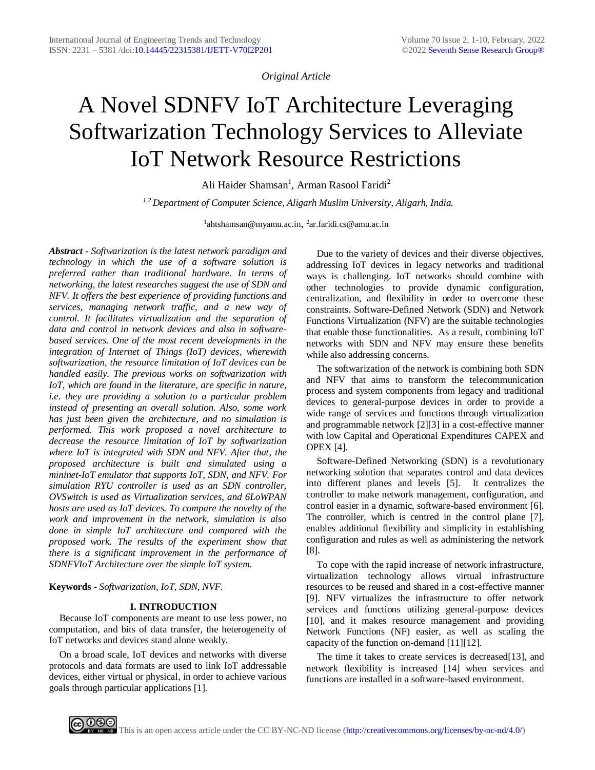*Original Article*

# A Novel SDNFV IoT Architecture Leveraging Softwarization Technology Services to Alleviate IoT Network Resource Restrictions

Ali Haider Shamsan[1], Arman Rasool Faridi[2]

[1,2] *Department of Computer Science, Aligarh Muslim University, Aligarh, India.*

[1]ahtshamsan@myamu.ac.in, [2]ar.faridi.cs@amu.ac.in

***Abstract -*** *Softwarization is the latest network paradigm and technology in which the use of a software solution is preferred rather than traditional hardware. In terms of networking, the latest researches suggest the use of SDN and NFV. It offers the best experience of providing functions and services, managing network traffic, and a new way of control. It facilitates virtualization and the separation of data and control in network devices and also in software-based services. One of the most recent developments in the integration of Internet of Things (IoT) devices, wherewith softwarization, the resource limitation of IoT devices can be handled easily. The previous works on softwarization with IoT, which are found in the literature, are specific in nature, i.e. they are providing a solution to a particular problem instead of presenting an overall solution. Also, some work has just been given the architecture, and no simulation is performed. This work proposed a novel architecture to decrease the resource limitation of IoT by softwarization where IoT is integrated with SDN and NFV. After that, the proposed architecture is built and simulated using a mininet-IoT emulator that supports IoT, SDN, and NFV. For simulation RYU controller is used as an SDN controller, OVSwitch is used as Virtualization services, and 6LoWPAN hosts are used as IoT devices. To compare the novelty of the work and improvement in the network, simulation is also done in simple IoT architecture and compared with the proposed work. The results of the experiment show that there is a significant improvement in the performance of SDNFVIoT Architecture over the simple IoT system.*

**Keywords -** *Softwarization, IoT, SDN, NVF.*

## I. INTRODUCTION

Because IoT components are meant to use less power, no computation, and bits of data transfer, the heterogeneity of IoT networks and devices stand alone weakly.

On a broad scale, IoT devices and networks with diverse protocols and data formats are used to link IoT addressable devices, either virtual or physical, in order to achieve various goals through particular applications [1].

Due to the variety of devices and their diverse objectives, addressing IoT devices in legacy networks and traditional ways is challenging. IoT networks should combine with other technologies to provide dynamic configuration, centralization, and flexibility in order to overcome these constraints. Software-Defined Network (SDN) and Network Functions Virtualization (NFV) are the suitable technologies that enable those functionalities. As a result, combining IoT networks with SDN and NFV may ensure these benefits while also addressing concerns.

The softwarization of the network is combining both SDN and NFV that aims to transform the telecommunication process and system components from legacy and traditional devices to general-purpose devices in order to provide a wide range of services and functions through virtualization and programmable network [2][3] in a cost-effective manner with low Capital and Operational Expenditures CAPEX and OPEX [4].

Software-Defined Networking (SDN) is a revolutionary networking solution that separates control and data devices into different planes and levels [5]. It centralizes the controller to make network management, configuration, and control easier in a dynamic, software-based environment [6]. The controller, which is centred in the control plane [7], enables additional flexibility and simplicity in establishing configuration and rules as well as administering the network [8].

To cope with the rapid increase of network infrastructure, virtualization technology allows virtual infrastructure resources to be reused and shared in a cost-effective manner [9]. NFV virtualizes the infrastructure to offer network services and functions utilizing general-purpose devices [10], and it makes resource management and providing Network Functions (NF) easier, as well as scaling the capacity of the function on-demand [11][12].

The time it takes to create services is decreased[13], and network flexibility is increased [14] when services and functions are installed in a software-based environment.

This is an open access article under the CC BY-NC-ND license (http://creativecommons.org/licenses/by-nc-nd/4.0/)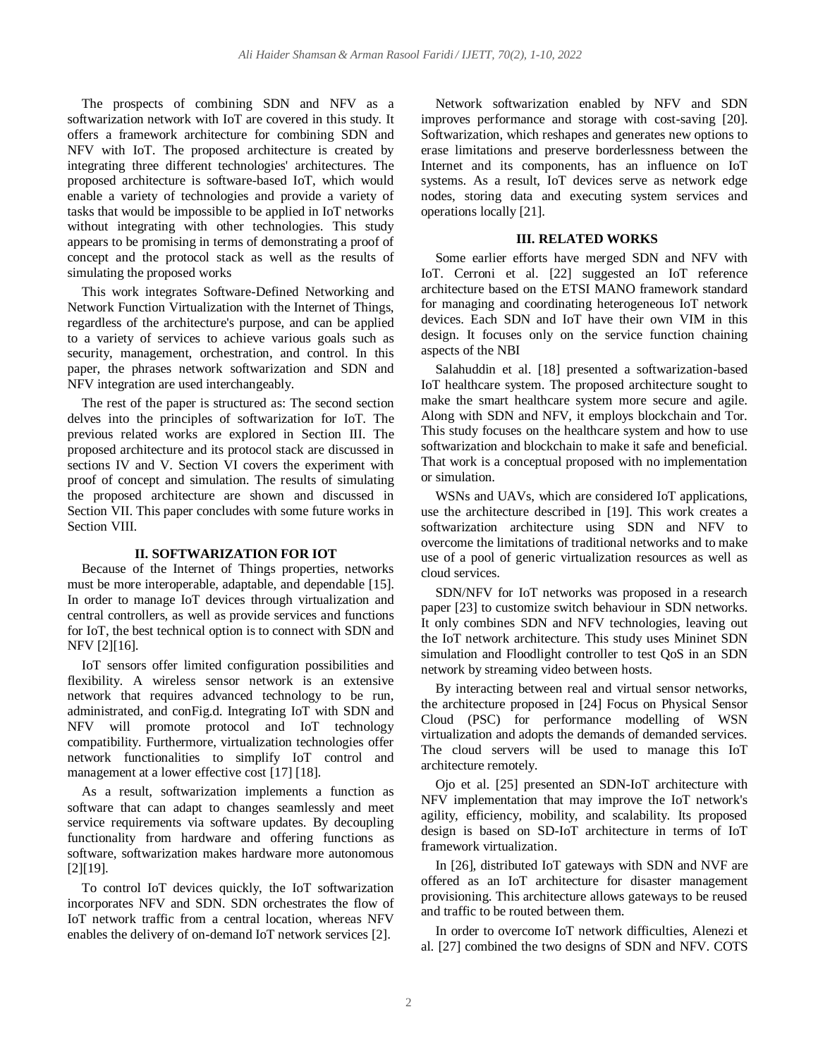The prospects of combining SDN and NFV as a softwarization network with IoT are covered in this study. It offers a framework architecture for combining SDN and NFV with IoT. The proposed architecture is created by integrating three different technologies' architectures. The proposed architecture is software-based IoT, which would enable a variety of technologies and provide a variety of tasks that would be impossible to be applied in IoT networks without integrating with other technologies. This study appears to be promising in terms of demonstrating a proof of concept and the protocol stack as well as the results of simulating the proposed works

This work integrates Software-Defined Networking and Network Function Virtualization with the Internet of Things, regardless of the architecture's purpose, and can be applied to a variety of services to achieve various goals such as security, management, orchestration, and control. In this paper, the phrases network softwarization and SDN and NFV integration are used interchangeably.

The rest of the paper is structured as: The second section delves into the principles of softwarization for IoT. The previous related works are explored in Section III. The proposed architecture and its protocol stack are discussed in sections IV and V. Section VI covers the experiment with proof of concept and simulation. The results of simulating the proposed architecture are shown and discussed in Section VII. This paper concludes with some future works in Section VIII.

## II. SOFTWARIZATION FOR IOT

Because of the Internet of Things properties, networks must be more interoperable, adaptable, and dependable [15]. In order to manage IoT devices through virtualization and central controllers, as well as provide services and functions for IoT, the best technical option is to connect with SDN and NFV [2][16].

IoT sensors offer limited configuration possibilities and flexibility. A wireless sensor network is an extensive network that requires advanced technology to be run, administrated, and conFig.d. Integrating IoT with SDN and NFV will promote protocol and IoT technology compatibility. Furthermore, virtualization technologies offer network functionalities to simplify IoT control and management at a lower effective cost [17] [18].

As a result, softwarization implements a function as software that can adapt to changes seamlessly and meet service requirements via software updates. By decoupling functionality from hardware and offering functions as software, softwarization makes hardware more autonomous [2][19].

To control IoT devices quickly, the IoT softwarization incorporates NFV and SDN. SDN orchestrates the flow of IoT network traffic from a central location, whereas NFV enables the delivery of on-demand IoT network services [2].

Network softwarization enabled by NFV and SDN improves performance and storage with cost-saving [20]. Softwarization, which reshapes and generates new options to erase limitations and preserve borderlessness between the Internet and its components, has an influence on IoT systems. As a result, IoT devices serve as network edge nodes, storing data and executing system services and operations locally [21].

## III. RELATED WORKS

Some earlier efforts have merged SDN and NFV with IoT. Cerroni et al. [22] suggested an IoT reference architecture based on the ETSI MANO framework standard for managing and coordinating heterogeneous IoT network devices. Each SDN and IoT have their own VIM in this design. It focuses only on the service function chaining aspects of the NBI

Salahuddin et al. [18] presented a softwarization-based IoT healthcare system. The proposed architecture sought to make the smart healthcare system more secure and agile. Along with SDN and NFV, it employs blockchain and Tor. This study focuses on the healthcare system and how to use softwarization and blockchain to make it safe and beneficial. That work is a conceptual proposed with no implementation or simulation.

WSNs and UAVs, which are considered IoT applications, use the architecture described in [19]. This work creates a softwarization architecture using SDN and NFV to overcome the limitations of traditional networks and to make use of a pool of generic virtualization resources as well as cloud services.

SDN/NFV for IoT networks was proposed in a research paper [23] to customize switch behaviour in SDN networks. It only combines SDN and NFV technologies, leaving out the IoT network architecture. This study uses Mininet SDN simulation and Floodlight controller to test QoS in an SDN network by streaming video between hosts.

By interacting between real and virtual sensor networks, the architecture proposed in [24] Focus on Physical Sensor Cloud (PSC) for performance modelling of WSN virtualization and adopts the demands of demanded services. The cloud servers will be used to manage this IoT architecture remotely.

Ojo et al. [25] presented an SDN-IoT architecture with NFV implementation that may improve the IoT network's agility, efficiency, mobility, and scalability. Its proposed design is based on SD-IoT architecture in terms of IoT framework virtualization.

In [26], distributed IoT gateways with SDN and NVF are offered as an IoT architecture for disaster management provisioning. This architecture allows gateways to be reused and traffic to be routed between them.

In order to overcome IoT network difficulties, Alenezi et al. [27] combined the two designs of SDN and NFV. COTS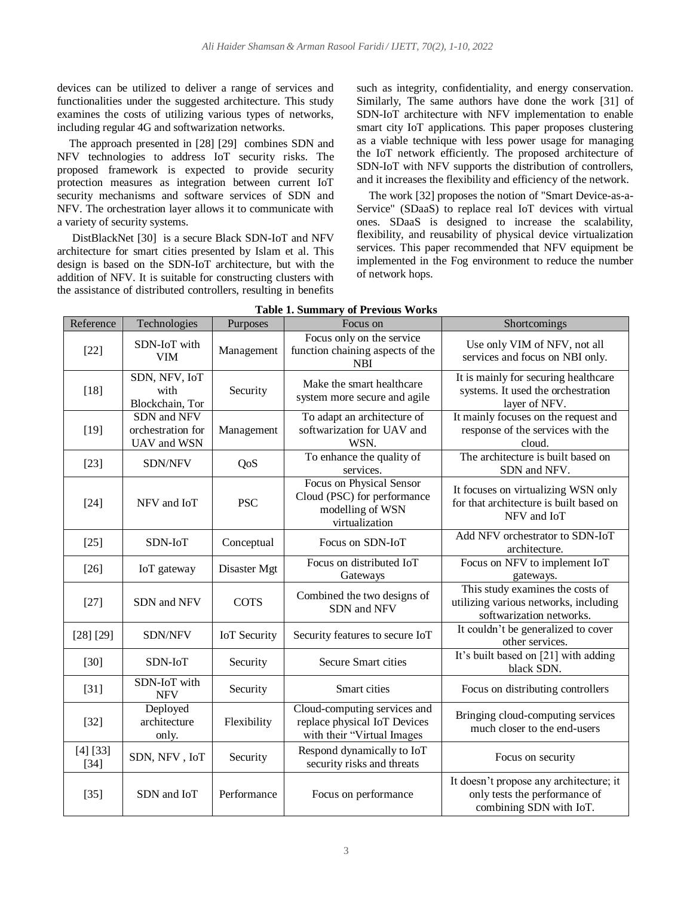devices can be utilized to deliver a range of services and functionalities under the suggested architecture. This study examines the costs of utilizing various types of networks, including regular 4G and softwarization networks.

The approach presented in [28] [29] combines SDN and NFV technologies to address IoT security risks. The proposed framework is expected to provide security protection measures as integration between current IoT security mechanisms and software services of SDN and NFV. The orchestration layer allows it to communicate with a variety of security systems.

DistBlackNet [30] is a secure Black SDN-IoT and NFV architecture for smart cities presented by Islam et al. This design is based on the SDN-IoT architecture, but with the addition of NFV. It is suitable for constructing clusters with the assistance of distributed controllers, resulting in benefits such as integrity, confidentiality, and energy conservation. Similarly, The same authors have done the work [31] of SDN-IoT architecture with NFV implementation to enable smart city IoT applications. This paper proposes clustering as a viable technique with less power usage for managing the IoT network efficiently. The proposed architecture of SDN-IoT with NFV supports the distribution of controllers, and it increases the flexibility and efficiency of the network.

The work [32] proposes the notion of "Smart Device-as-a-Service" (SDaaS) to replace real IoT devices with virtual ones. SDaaS is designed to increase the scalability, flexibility, and reusability of physical device virtualization services. This paper recommended that NFV equipment be implemented in the Fog environment to reduce the number of network hops.

**Table 1. Summary of Previous Works**

| Reference | Technologies | Purposes | Focus on | Shortcomings |
|---|---|---|---|---|
| [22] | SDN-IoT with VIM | Management | Focus only on the service function chaining aspects of the NBI | Use only VIM of NFV, not all services and focus on NBI only. |
| [18] | SDN, NFV, IoT with Blockchain, Tor | Security | Make the smart healthcare system more secure and agile | It is mainly for securing healthcare systems. It used the orchestration layer of NFV. |
| [19] | SDN and NFV orchestration for UAV and WSN | Management | To adapt an architecture of softwarization for UAV and WSN. | It mainly focuses on the request and response of the services with the cloud. |
| [23] | SDN/NFV | QoS | To enhance the quality of services. | The architecture is built based on SDN and NFV. |
| [24] | NFV and IoT | PSC | Focus on Physical Sensor Cloud (PSC) for performance modelling of WSN virtualization | It focuses on virtualizing WSN only for that architecture is built based on NFV and IoT |
| [25] | SDN-IoT | Conceptual | Focus on SDN-IoT | Add NFV orchestrator to SDN-IoT architecture. |
| [26] | IoT gateway | Disaster Mgt | Focus on distributed IoT Gateways | Focus on NFV to implement IoT gateways. |
| [27] | SDN and NFV | COTS | Combined the two designs of SDN and NFV | This study examines the costs of utilizing various networks, including softwarization networks. |
| [28] [29] | SDN/NFV | IoT Security | Security features to secure IoT | It couldn't be generalized to cover other services. |
| [30] | SDN-IoT | Security | Secure Smart cities | It's built based on [21] with adding black SDN. |
| [31] | SDN-IoT with NFV | Security | Smart cities | Focus on distributing controllers |
| [32] | Deployed architecture only. | Flexibility | Cloud-computing services and replace physical IoT Devices with their "Virtual Images | Bringing cloud-computing services much closer to the end-users |
| [4] [33] [34] | SDN, NFV , IoT | Security | Respond dynamically to IoT security risks and threats | Focus on security |
| [35] | SDN and IoT | Performance | Focus on performance | It doesn't propose any architecture; it only tests the performance of combining SDN with IoT. |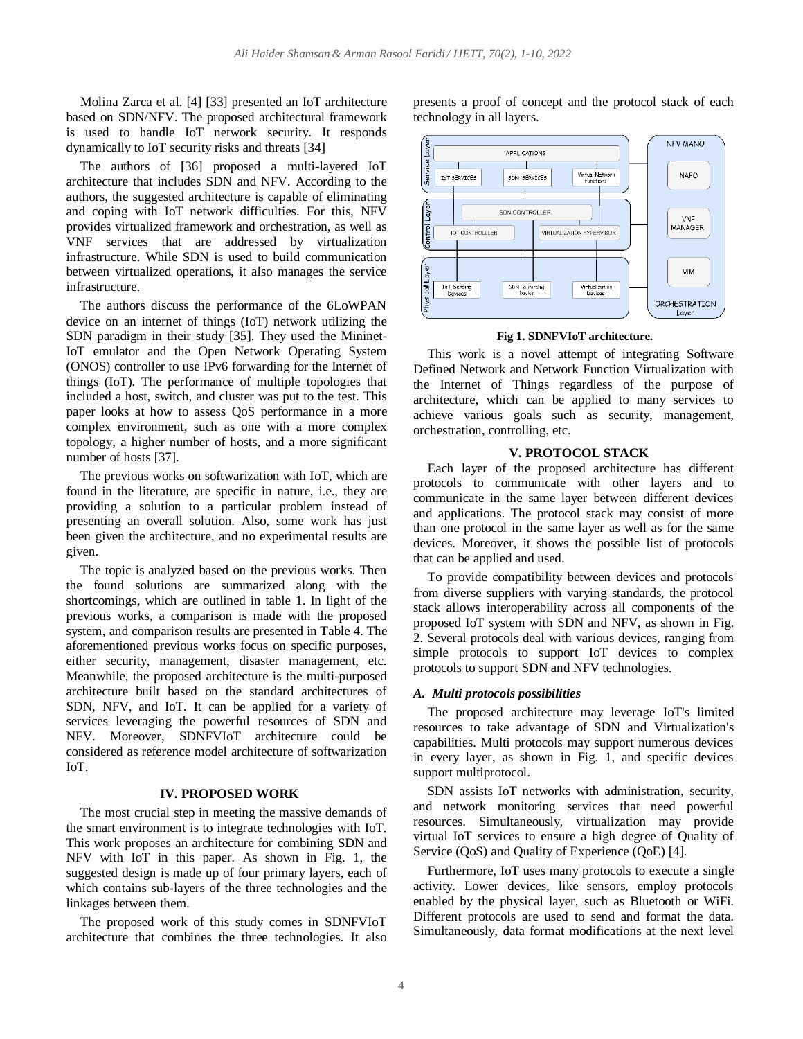Molina Zarca et al. [4] [33] presented an IoT architecture based on SDN/NFV. The proposed architectural framework is used to handle IoT network security. It responds dynamically to IoT security risks and threats [34]

The authors of [36] proposed a multi-layered IoT architecture that includes SDN and NFV. According to the authors, the suggested architecture is capable of eliminating and coping with IoT network difficulties. For this, NFV provides virtualized framework and orchestration, as well as VNF services that are addressed by virtualization infrastructure. While SDN is used to build communication between virtualized operations, it also manages the service infrastructure.

The authors discuss the performance of the 6LoWPAN device on an internet of things (IoT) network utilizing the SDN paradigm in their study [35]. They used the Mininet-IoT emulator and the Open Network Operating System (ONOS) controller to use IPv6 forwarding for the Internet of things (IoT). The performance of multiple topologies that included a host, switch, and cluster was put to the test. This paper looks at how to assess QoS performance in a more complex environment, such as one with a more complex topology, a higher number of hosts, and a more significant number of hosts [37].

The previous works on softwarization with IoT, which are found in the literature, are specific in nature, i.e., they are providing a solution to a particular problem instead of presenting an overall solution. Also, some work has just been given the architecture, and no experimental results are given.

The topic is analyzed based on the previous works. Then the found solutions are summarized along with the shortcomings, which are outlined in table 1. In light of the previous works, a comparison is made with the proposed system, and comparison results are presented in Table 4. The aforementioned previous works focus on specific purposes, either security, management, disaster management, etc. Meanwhile, the proposed architecture is the multi-purposed architecture built based on the standard architectures of SDN, NFV, and IoT. It can be applied for a variety of services leveraging the powerful resources of SDN and NFV. Moreover, SDNFVIoT architecture could be considered as reference model architecture of softwarization IoT.

## IV. PROPOSED WORK

The most crucial step in meeting the massive demands of the smart environment is to integrate technologies with IoT. This work proposes an architecture for combining SDN and NFV with IoT in this paper. As shown in Fig. 1, the suggested design is made up of four primary layers, each of which contains sub-layers of the three technologies and the linkages between them.

The proposed work of this study comes in SDNFVIoT architecture that combines the three technologies. It also presents a proof of concept and the protocol stack of each technology in all layers.

**Fig 1. SDNFVIoT architecture.**

This work is a novel attempt of integrating Software Defined Network and Network Function Virtualization with the Internet of Things regardless of the purpose of architecture, which can be applied to many services to achieve various goals such as security, management, orchestration, controlling, etc.

## V. PROTOCOL STACK

Each layer of the proposed architecture has different protocols to communicate with other layers and to communicate in the same layer between different devices and applications. The protocol stack may consist of more than one protocol in the same layer as well as for the same devices. Moreover, it shows the possible list of protocols that can be applied and used.

To provide compatibility between devices and protocols from diverse suppliers with varying standards, the protocol stack allows interoperability across all components of the proposed IoT system with SDN and NFV, as shown in Fig. 2. Several protocols deal with various devices, ranging from simple protocols to support IoT devices to complex protocols to support SDN and NFV technologies.

### *A. Multi protocols possibilities*

The proposed architecture may leverage IoT's limited resources to take advantage of SDN and Virtualization's capabilities. Multi protocols may support numerous devices in every layer, as shown in Fig. 1, and specific devices support multiprotocol.

SDN assists IoT networks with administration, security, and network monitoring services that need powerful resources. Simultaneously, virtualization may provide virtual IoT services to ensure a high degree of Quality of Service (QoS) and Quality of Experience (QoE) [4].

Furthermore, IoT uses many protocols to execute a single activity. Lower devices, like sensors, employ protocols enabled by the physical layer, such as Bluetooth or WiFi. Different protocols are used to send and format the data. Simultaneously, data format modifications at the next level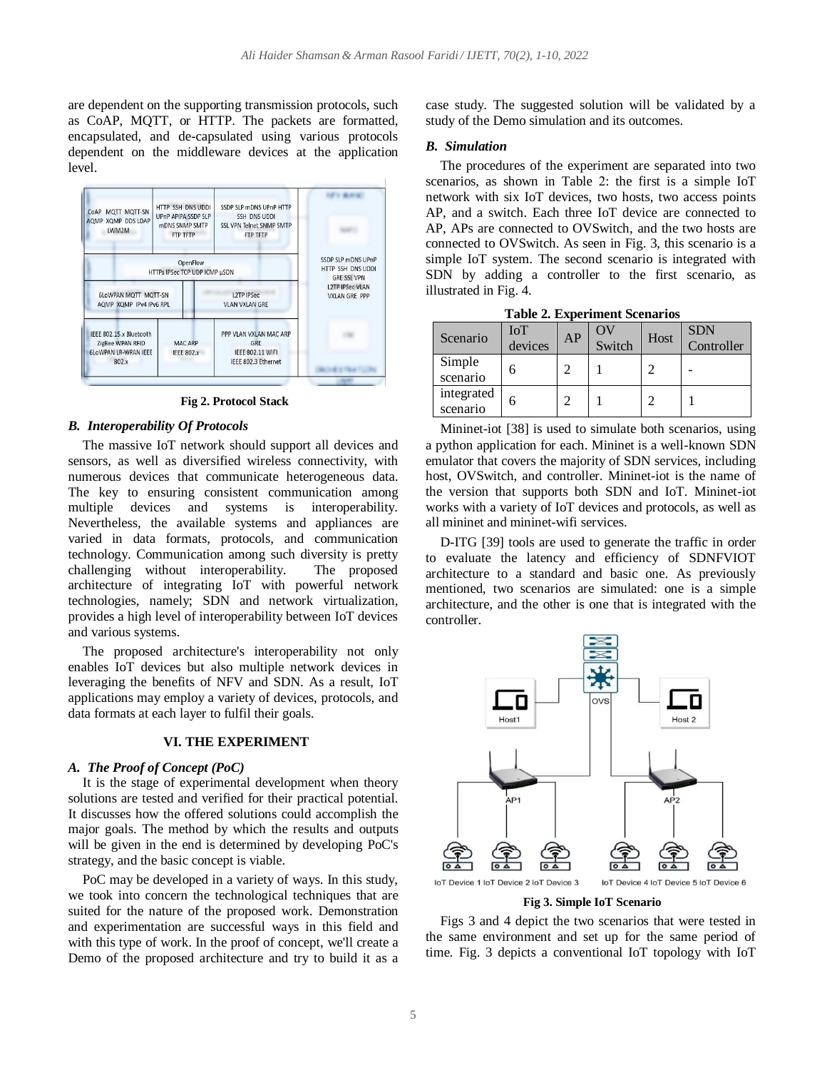are dependent on the supporting transmission protocols, such as CoAP, MQTT, or HTTP. The packets are formatted, encapsulated, and de-capsulated using various protocols dependent on the middleware devices at the application level.

**Fig 2. Protocol Stack**

### B. Interoperability Of Protocols

The massive IoT network should support all devices and sensors, as well as diversified wireless connectivity, with numerous devices that communicate heterogeneous data. The key to ensuring consistent communication among multiple devices and systems is interoperability. Nevertheless, the available systems and appliances are varied in data formats, protocols, and communication technology. Communication among such diversity is pretty challenging without interoperability. The proposed architecture of integrating IoT with powerful network technologies, namely; SDN and network virtualization, provides a high level of interoperability between IoT devices and various systems.

The proposed architecture's interoperability not only enables IoT devices but also multiple network devices in leveraging the benefits of NFV and SDN. As a result, IoT applications may employ a variety of devices, protocols, and data formats at each layer to fulfil their goals.

## VI. THE EXPERIMENT

### A. The Proof of Concept (PoC)

It is the stage of experimental development when theory solutions are tested and verified for their practical potential. It discusses how the offered solutions could accomplish the major goals. The method by which the results and outputs will be given in the end is determined by developing PoC's strategy, and the basic concept is viable.

PoC may be developed in a variety of ways. In this study, we took into concern the technological techniques that are suited for the nature of the proposed work. Demonstration and experimentation are successful ways in this field and with this type of work. In the proof of concept, we'll create a Demo of the proposed architecture and try to build it as a case study. The suggested solution will be validated by a study of the Demo simulation and its outcomes.

### B. Simulation

The procedures of the experiment are separated into two scenarios, as shown in Table 2: the first is a simple IoT network with six IoT devices, two hosts, two access points AP, and a switch. Each three IoT device are connected to AP, APs are connected to OVSwitch, and the two hosts are connected to OVSwitch. As seen in Fig. 3, this scenario is a simple IoT system. The second scenario is integrated with SDN by adding a controller to the first scenario, as illustrated in Fig. 4.

**Table 2. Experiment Scenarios**

| Scenario | IoT devices | AP | OV Switch | Host | SDN Controller |
|---|---|---|---|---|---|
| Simple scenario | 6 | 2 | 1 | 2 | - |
| integrated scenario | 6 | 2 | 1 | 2 | 1 |

Mininet-iot [38] is used to simulate both scenarios, using a python application for each. Mininet is a well-known SDN emulator that covers the majority of SDN services, including host, OVSwitch, and controller. Mininet-iot is the name of the version that supports both SDN and IoT. Mininet-iot works with a variety of IoT devices and protocols, as well as all mininet and mininet-wifi services.

D-ITG [39] tools are used to generate the traffic in order to evaluate the latency and efficiency of SDNFVIOT architecture to a standard and basic one. As previously mentioned, two scenarios are simulated: one is a simple architecture, and the other is one that is integrated with the controller.

**Fig 3. Simple IoT Scenario**

Figs 3 and 4 depict the two scenarios that were tested in the same environment and set up for the same period of time. Fig. 3 depicts a conventional IoT topology with IoT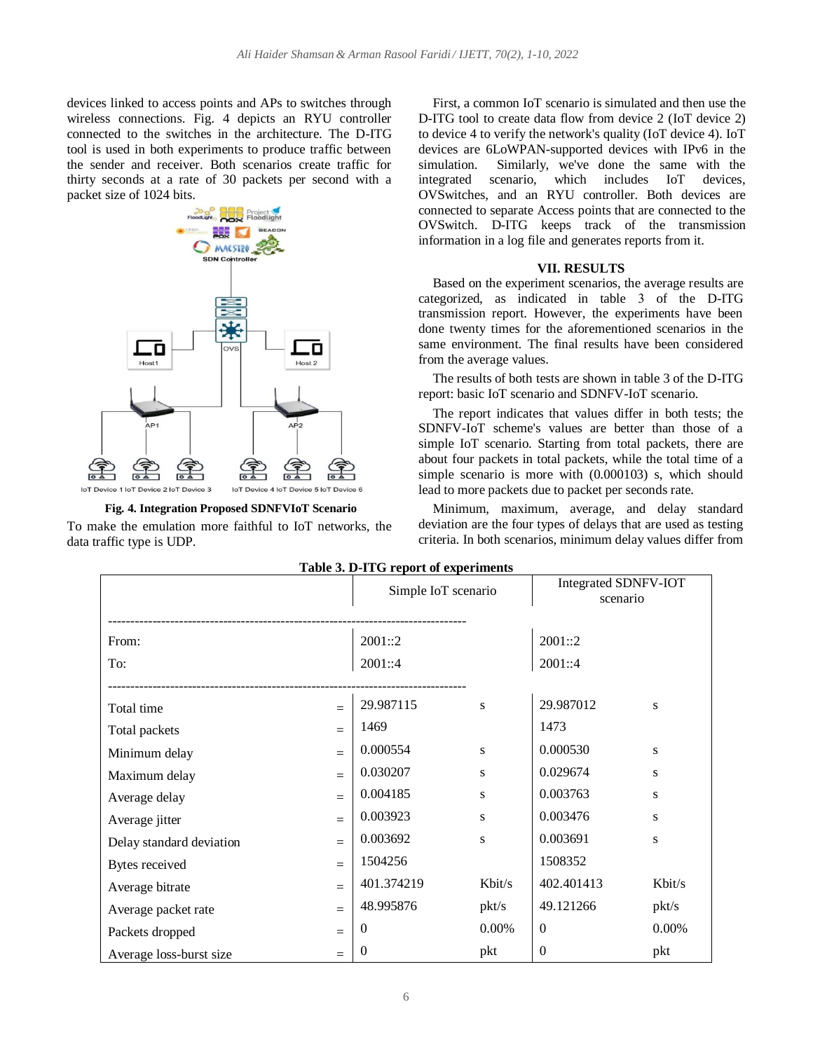devices linked to access points and APs to switches through wireless connections. Fig. 4 depicts an RYU controller connected to the switches in the architecture. The D-ITG tool is used in both experiments to produce traffic between the sender and receiver. Both scenarios create traffic for thirty seconds at a rate of 30 packets per second with a packet size of 1024 bits.

**Fig. 4. Integration Proposed SDNFVIoT Scenario**

To make the emulation more faithful to IoT networks, the data traffic type is UDP.

First, a common IoT scenario is simulated and then use the D-ITG tool to create data flow from device 2 (IoT device 2) to device 4 to verify the network's quality (IoT device 4). IoT devices are 6LoWPAN-supported devices with IPv6 in the simulation. Similarly, we've done the same with the integrated scenario, which includes IoT devices, OVSwitches, and an RYU controller. Both devices are connected to separate Access points that are connected to the OVSwitch. D-ITG keeps track of the transmission information in a log file and generates reports from it.

## VII. RESULTS

Based on the experiment scenarios, the average results are categorized, as indicated in table 3 of the D-ITG transmission report. However, the experiments have been done twenty times for the aforementioned scenarios in the same environment. The final results have been considered from the average values.

The results of both tests are shown in table 3 of the D-ITG report: basic IoT scenario and SDNFV-IoT scenario.

The report indicates that values differ in both tests; the SDNFV-IoT scheme's values are better than those of a simple IoT scenario. Starting from total packets, there are about four packets in total packets, while the total time of a simple scenario is more with (0.000103) s, which should lead to more packets due to packet per seconds rate.

Minimum, maximum, average, and delay standard deviation are the four types of delays that are used as testing criteria. In both scenarios, minimum delay values differ from

**Table 3. D-ITG report of experiments**

| | | Simple IoT scenario | | Integrated SDNFV-IOT scenario | |
|---|---|---|---|---|---|
| From: | | 2001::2 | | 2001::2 | |
| To: | | 2001::4 | | 2001::4 | |
| Total time | = | 29.987115 | s | 29.987012 | s |
| Total packets | = | 1469 | | 1473 | |
| Minimum delay | = | 0.000554 | s | 0.000530 | s |
| Maximum delay | = | 0.030207 | s | 0.029674 | s |
| Average delay | = | 0.004185 | s | 0.003763 | s |
| Average jitter | = | 0.003923 | s | 0.003476 | s |
| Delay standard deviation | = | 0.003692 | s | 0.003691 | s |
| Bytes received | = | 1504256 | | 1508352 | |
| Average bitrate | = | 401.374219 | Kbit/s | 402.401413 | Kbit/s |
| Average packet rate | = | 48.995876 | pkt/s | 49.121266 | pkt/s |
| Packets dropped | = | 0 | 0.00% | 0 | 0.00% |
| Average loss-burst size | = | 0 | pkt | 0 | pkt |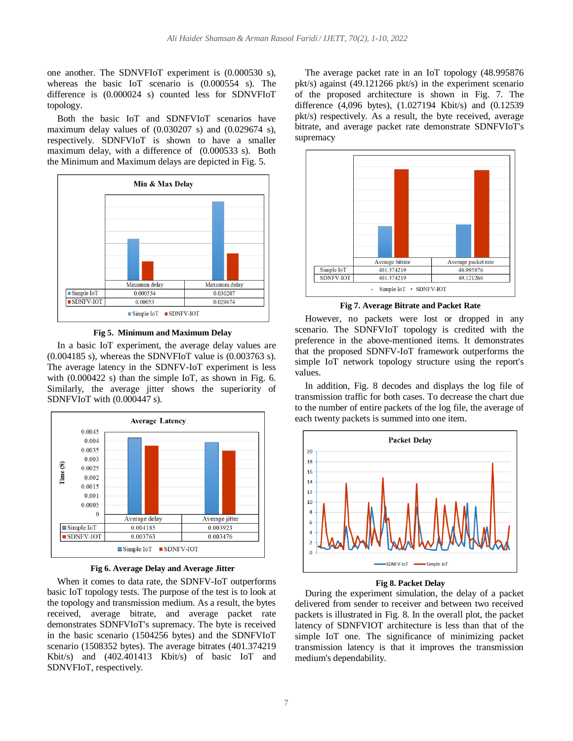one another. The SDNVFIoT experiment is (0.000530 s), whereas the basic IoT scenario is (0.000554 s). The difference is (0.000024 s) counted less for SDNVFIoT topology.

Both the basic IoT and SDNFVIoT scenarios have maximum delay values of (0.030207 s) and (0.029674 s), respectively. SDNFVIoT is shown to have a smaller maximum delay, with a difference of (0.000533 s). Both the Minimum and Maximum delays are depicted in Fig. 5.

**Min & Max Delay**

| | Minimum delay | Maximum delay |
|---|---|---|
| Simple IoT | 0.000554 | 0.030207 |
| SDNFV-IOT | 0.00053 | 0.029674 |

**Fig 5. Minimum and Maximum Delay**

In a basic IoT experiment, the average delay values are (0.004185 s), whereas the SDNFIoT value is (0.003763 s). The average latency in the SDNFV-IoT experiment is less with (0.000422 s) than the simple IoT, as shown in Fig. 6. Similarly, the average jitter shows the superiority of SDNFVIoT with (0.000447 s).

**Average Latency**

| | Average delay | Average jitter |
|---|---|---|
| Simple IoT | 0.004185 | 0.003923 |
| SDNFV-IOT | 0.003763 | 0.003476 |

**Fig 6. Average Delay and Average Jitter**

When it comes to data rate, the SDNFV-IoT outperforms basic IoT topology tests. The purpose of the test is to look at the topology and transmission medium. As a result, the bytes received, average bitrate, and average packet rate demonstrates SDNFVIoT's supremacy. The byte is received in the basic scenario (1504256 bytes) and the SDNFVIoT scenario (1508352 bytes). The average bitrates (401.374219 Kbit/s) and (402.401413 Kbit/s) of basic IoT and SDNFVIoT, respectively.

The average packet rate in an IoT topology (48.995876 pkt/s) against (49.121266 pkt/s) in the experiment scenario of the proposed architecture is shown in Fig. 7. The difference (4,096 bytes), (1.027194 Kbit/s) and (0.12539 pkt/s) respectively. As a result, the byte received, average bitrate, and average packet rate demonstrate SDNFVIoT's supremacy

| | Average bitrate | Average packet rate |
|---|---|---|
| Simple IoT | 401.374219 | 48.995876 |
| SDNFV-IOT | 401.374219 | 49.121266 |

**Fig 7. Average Bitrate and Packet Rate**

However, no packets were lost or dropped in any scenario. The SDNFVIoT topology is credited with the preference in the above-mentioned items. It demonstrates that the proposed SDNFV-IoT framework outperforms the simple IoT network topology structure using the report's values.

In addition, Fig. 8 decodes and displays the log file of transmission traffic for both cases. To decrease the chart due to the number of entire packets of the log file, the average of each twenty packets is summed into one item.

**Fig 8. Packet Delay**

During the experiment simulation, the delay of a packet delivered from sender to receiver and between two received packets is illustrated in Fig. 8. In the overall plot, the packet latency of SDNFVIOT architecture is less than that of the simple IoT one. The significance of minimizing packet transmission latency is that it improves the transmission medium's dependability.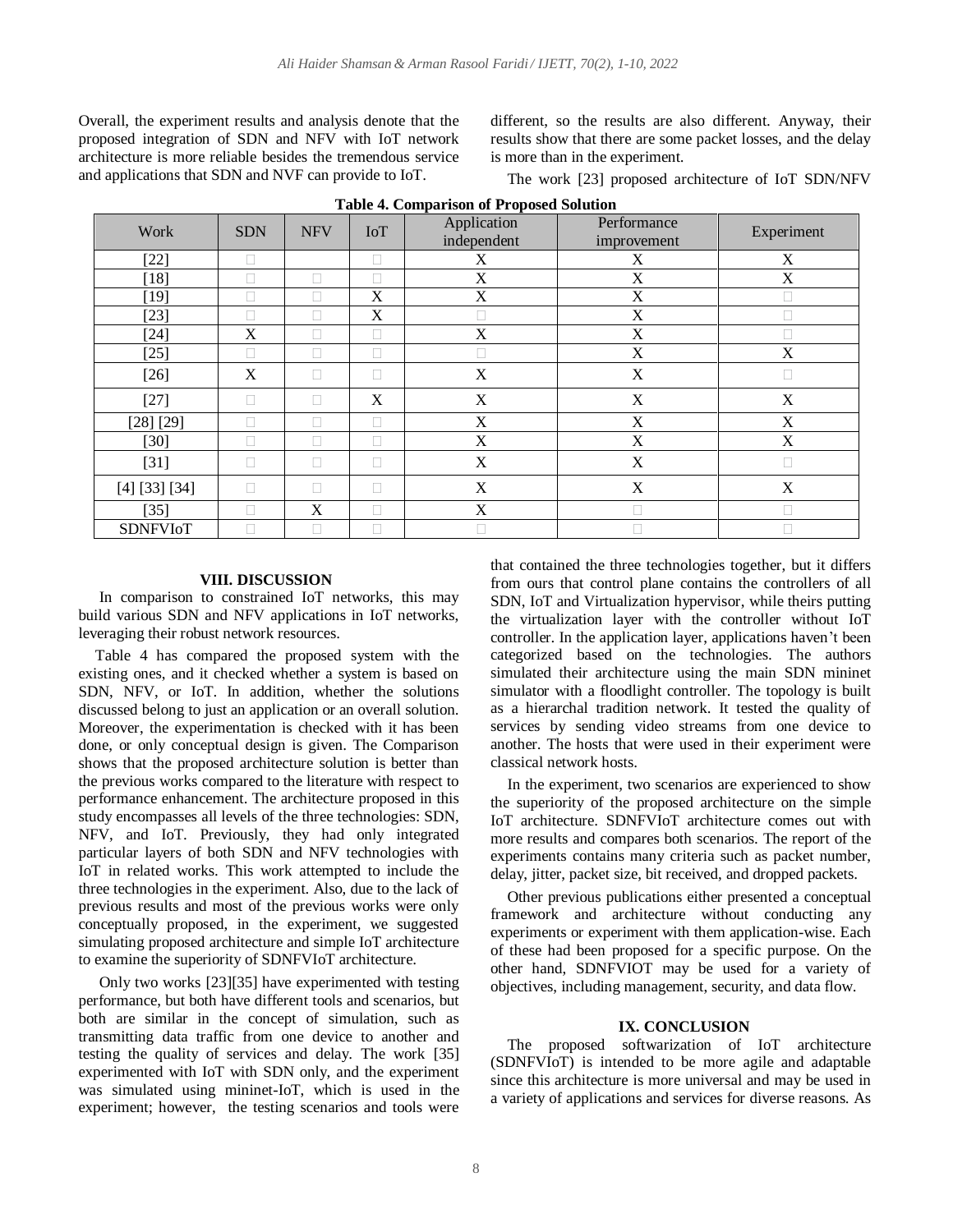Overall, the experiment results and analysis denote that the proposed integration of SDN and NFV with IoT network architecture is more reliable besides the tremendous service and applications that SDN and NVF can provide to IoT.

**Table 4. Comparison of Proposed Solution**

| Work | SDN | NFV | IoT | Application independent | Performance improvement | Experiment |
|---|---|---|---|---|---|---|
| [22] | □ | | □ | X | X | X |
| [18] | □ | □ | □ | X | X | X |
| [19] | □ | □ | X | X | X | □ |
| [23] | □ | □ | X | □ | X | □ |
| [24] | X | □ | □ | X | X | □ |
| [25] | □ | □ | □ | □ | X | X |
| [26] | X | □ | □ | X | X | □ |
| [27] | □ | □ | X | X | X | X |
| [28] [29] | □ | □ | □ | X | X | X |
| [30] | □ | □ | □ | X | X | X |
| [31] | □ | □ | □ | X | X | □ |
| [4] [33] [34] | □ | □ | □ | X | X | X |
| [35] | □ | X | □ | X | □ | □ |
| SDNFVIoT | □ | □ | □ | □ | □ | □ |

## VIII. DISCUSSION

In comparison to constrained IoT networks, this may build various SDN and NFV applications in IoT networks, leveraging their robust network resources.

Table 4 has compared the proposed system with the existing ones, and it checked whether a system is based on SDN, NFV, or IoT. In addition, whether the solutions discussed belong to just an application or an overall solution. Moreover, the experimentation is checked with it has been done, or only conceptual design is given. The Comparison shows that the proposed architecture solution is better than the previous works compared to the literature with respect to performance enhancement. The architecture proposed in this study encompasses all levels of the three technologies: SDN, NFV, and IoT. Previously, they had only integrated particular layers of both SDN and NFV technologies with IoT in related works. This work attempted to include the three technologies in the experiment. Also, due to the lack of previous results and most of the previous works were only conceptually proposed, in the experiment, we suggested simulating proposed architecture and simple IoT architecture to examine the superiority of SDNFVIoT architecture.

Only two works [23][35] have experimented with testing performance, but both have different tools and scenarios, but both are similar in the concept of simulation, such as transmitting data traffic from one device to another and testing the quality of services and delay. The work [35] experimented with IoT with SDN only, and the experiment was simulated using mininet-IoT, which is used in the experiment; however, the testing scenarios and tools were different, so the results are also different. Anyway, their results show that there are some packet losses, and the delay is more than in the experiment.

The work [23] proposed architecture of IoT SDN/NFV that contained the three technologies together, but it differs from ours that control plane contains the controllers of all SDN, IoT and Virtualization hypervisor, while theirs putting the virtualization layer with the controller without IoT controller. In the application layer, applications haven't been categorized based on the technologies. The authors simulated their architecture using the main SDN mininet simulator with a floodlight controller. The topology is built as a hierarchal tradition network. It tested the quality of services by sending video streams from one device to another. The hosts that were used in their experiment were classical network hosts.

In the experiment, two scenarios are experienced to show the superiority of the proposed architecture on the simple IoT architecture. SDNFVIoT architecture comes out with more results and compares both scenarios. The report of the experiments contains many criteria such as packet number, delay, jitter, packet size, bit received, and dropped packets.

Other previous publications either presented a conceptual framework and architecture without conducting any experiments or experiment with them application-wise. Each of these had been proposed for a specific purpose. On the other hand, SDNFVIOT may be used for a variety of objectives, including management, security, and data flow.

## IX. CONCLUSION

The proposed softwarization of IoT architecture (SDNFVIoT) is intended to be more agile and adaptable since this architecture is more universal and may be used in a variety of applications and services for diverse reasons. As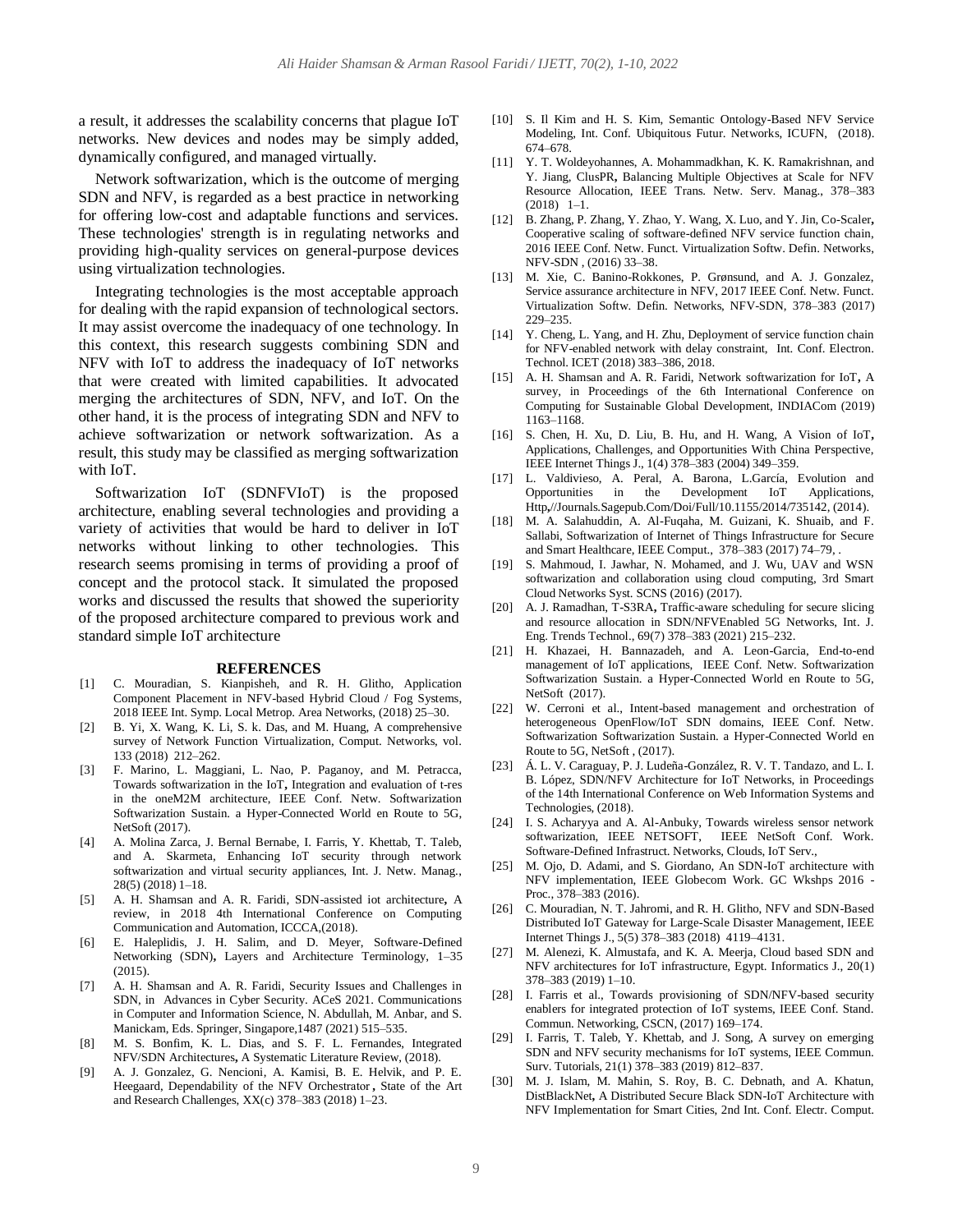a result, it addresses the scalability concerns that plague IoT networks. New devices and nodes may be simply added, dynamically configured, and managed virtually.

Network softwarization, which is the outcome of merging SDN and NFV, is regarded as a best practice in networking for offering low-cost and adaptable functions and services. These technologies' strength is in regulating networks and providing high-quality services on general-purpose devices using virtualization technologies.

Integrating technologies is the most acceptable approach for dealing with the rapid expansion of technological sectors. It may assist overcome the inadequacy of one technology. In this context, this research suggests combining SDN and NFV with IoT to address the inadequacy of IoT networks that were created with limited capabilities. It advocated merging the architectures of SDN, NFV, and IoT. On the other hand, it is the process of integrating SDN and NFV to achieve softwarization or network softwarization. As a result, this study may be classified as merging softwarization with IoT.

Softwarization IoT (SDNFVIoT) is the proposed architecture, enabling several technologies and providing a variety of activities that would be hard to deliver in IoT networks without linking to other technologies. This research seems promising in terms of providing a proof of concept and the protocol stack. It simulated the proposed works and discussed the results that showed the superiority of the proposed architecture compared to previous work and standard simple IoT architecture

## REFERENCES

[1] C. Mouradian, S. Kianpisheh, and R. H. Glitho, Application Component Placement in NFV-based Hybrid Cloud / Fog Systems, 2018 IEEE Int. Symp. Local Metrop. Area Networks, (2018) 25–30.

[2] B. Yi, X. Wang, K. Li, S. k. Das, and M. Huang, A comprehensive survey of Network Function Virtualization, Comput. Networks, vol. 133 (2018) 212–262.

[3] F. Marino, L. Maggiani, L. Nao, P. Paganoy, and M. Petracca, Towards softwarization in the IoT**,** Integration and evaluation of t-res in the oneM2M architecture, IEEE Conf. Netw. Softwarization Softwarization Sustain. a Hyper-Connected World en Route to 5G, NetSoft (2017).

[4] A. Molina Zarca, J. Bernal Bernabe, I. Farris, Y. Khettab, T. Taleb, and A. Skarmeta, Enhancing IoT security through network softwarization and virtual security appliances, Int. J. Netw. Manag., 28(5) (2018) 1–18.

[5] A. H. Shamsan and A. R. Faridi, SDN-assisted iot architecture**,** A review, in 2018 4th International Conference on Computing Communication and Automation, ICCCA,(2018).

[6] E. Haleplidis, J. H. Salim, and D. Meyer, Software-Defined Networking (SDN)**,** Layers and Architecture Terminology, 1–35 (2015).

[7] A. H. Shamsan and A. R. Faridi, Security Issues and Challenges in SDN, in Advances in Cyber Security. ACeS 2021. Communications in Computer and Information Science, N. Abdullah, M. Anbar, and S. Manickam, Eds. Springer, Singapore,1487 (2021) 515–535.

[8] M. S. Bonfim, K. L. Dias, and S. F. L. Fernandes, Integrated NFV/SDN Architectures**,** A Systematic Literature Review, (2018).

[9] A. J. Gonzalez, G. Nencioni, A. Kamisi, B. E. Helvik, and P. E. Heegaard, Dependability of the NFV Orchestrator **,** State of the Art and Research Challenges, XX(c) 378–383 (2018) 1–23.

[10] S. Il Kim and H. S. Kim, Semantic Ontology-Based NFV Service Modeling, Int. Conf. Ubiquitous Futur. Networks, ICUFN, (2018). 674–678.

[11] Y. T. Woldeyohannes, A. Mohammadkhan, K. K. Ramakrishnan, and Y. Jiang, ClusPR**,** Balancing Multiple Objectives at Scale for NFV Resource Allocation, IEEE Trans. Netw. Serv. Manag., 378–383 (2018) 1–1.

[12] B. Zhang, P. Zhang, Y. Zhao, Y. Wang, X. Luo, and Y. Jin, Co-Scaler**,** Cooperative scaling of software-defined NFV service function chain, 2016 IEEE Conf. Netw. Funct. Virtualization Softw. Defin. Networks, NFV-SDN , (2016) 33–38.

[13] M. Xie, C. Banino-Rokkones, P. Grønsund, and A. J. Gonzalez, Service assurance architecture in NFV, 2017 IEEE Conf. Netw. Funct. Virtualization Softw. Defin. Networks, NFV-SDN, 378–383 (2017) 229–235.

[14] Y. Cheng, L. Yang, and H. Zhu, Deployment of service function chain for NFV-enabled network with delay constraint, Int. Conf. Electron. Technol. ICET (2018) 383–386, 2018.

[15] A. H. Shamsan and A. R. Faridi, Network softwarization for IoT**,** A survey, in Proceedings of the 6th International Conference on Computing for Sustainable Global Development, INDIACom (2019) 1163–1168.

[16] S. Chen, H. Xu, D. Liu, B. Hu, and H. Wang, A Vision of IoT**,** Applications, Challenges, and Opportunities With China Perspective, IEEE Internet Things J., 1(4) 378–383 (2004) 349–359.

[17] L. Valdivieso, A. Peral, A. Barona, L.García, Evolution and Opportunities in the Development IoT Applications, Http**,**//Journals.Sagepub.Com/Doi/Full/10.1155/2014/735142, (2014).

[18] M. A. Salahuddin, A. Al-Fuqaha, M. Guizani, K. Shuaib, and F. Sallabi, Softwarization of Internet of Things Infrastructure for Secure and Smart Healthcare, IEEE Comput., 378–383 (2017) 74–79, .

[19] S. Mahmoud, I. Jawhar, N. Mohamed, and J. Wu, UAV and WSN softwarization and collaboration using cloud computing, 3rd Smart Cloud Networks Syst. SCNS (2016) (2017).

[20] A. J. Ramadhan, T-S3RA**,** Traffic-aware scheduling for secure slicing and resource allocation in SDN/NFVEnabled 5G Networks, Int. J. Eng. Trends Technol., 69(7) 378–383 (2021) 215–232.

[21] H. Khazaei, H. Bannazadeh, and A. Leon-Garcia, End-to-end management of IoT applications, IEEE Conf. Netw. Softwarization Softwarization Sustain. a Hyper-Connected World en Route to 5G, NetSoft (2017).

[22] W. Cerroni et al., Intent-based management and orchestration of heterogeneous OpenFlow/IoT SDN domains, IEEE Conf. Netw. Softwarization Softwarization Sustain. a Hyper-Connected World en Route to 5G, NetSoft , (2017).

[23] Á. L. V. Caraguay, P. J. Ludeña-González, R. V. T. Tandazo, and L. I. B. López, SDN/NFV Architecture for IoT Networks, in Proceedings of the 14th International Conference on Web Information Systems and Technologies, (2018).

[24] I. S. Acharyya and A. Al-Anbuky, Towards wireless sensor network softwarization, IEEE NETSOFT, IEEE NetSoft Conf. Work. Software-Defined Infrastruct. Networks, Clouds, IoT Serv.,

[25] M. Ojo, D. Adami, and S. Giordano, An SDN-IoT architecture with NFV implementation, IEEE Globecom Work. GC Wkshps 2016 - Proc., 378–383 (2016).

[26] C. Mouradian, N. T. Jahromi, and R. H. Glitho, NFV and SDN-Based Distributed IoT Gateway for Large-Scale Disaster Management, IEEE Internet Things J., 5(5) 378–383 (2018) 4119–4131.

[27] M. Alenezi, K. Almustafa, and K. A. Meerja, Cloud based SDN and NFV architectures for IoT infrastructure, Egypt. Informatics J., 20(1) 378–383 (2019) 1–10.

[28] I. Farris et al., Towards provisioning of SDN/NFV-based security enablers for integrated protection of IoT systems, IEEE Conf. Stand. Commun. Networking, CSCN, (2017) 169–174.

[29] I. Farris, T. Taleb, Y. Khettab, and J. Song, A survey on emerging SDN and NFV security mechanisms for IoT systems, IEEE Commun. Surv. Tutorials, 21(1) 378–383 (2019) 812–837.

[30] M. J. Islam, M. Mahin, S. Roy, B. C. Debnath, and A. Khatun, DistBlackNet**,** A Distributed Secure Black SDN-IoT Architecture with NFV Implementation for Smart Cities, 2nd Int. Conf. Electr. Comput.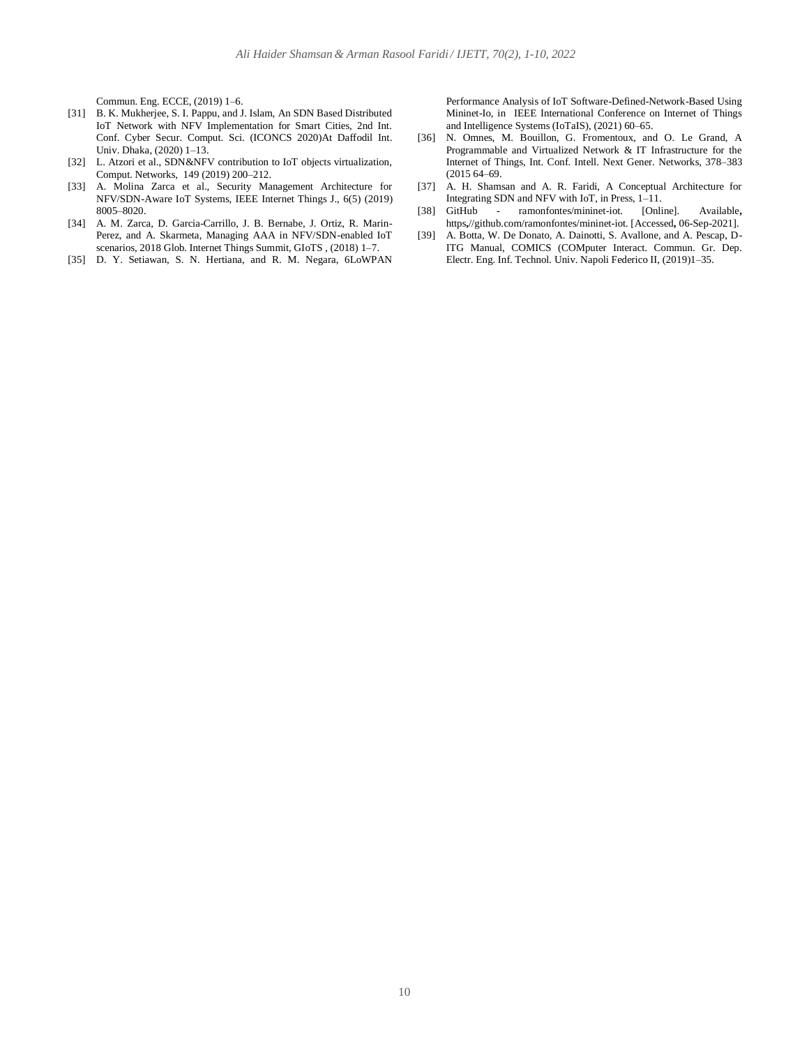Commun. Eng. ECCE, (2019) 1–6.

[31] B. K. Mukherjee, S. I. Pappu, and J. Islam, An SDN Based Distributed IoT Network with NFV Implementation for Smart Cities, 2nd Int. Conf. Cyber Secur. Comput. Sci. (ICONCS 2020)At Daffodil Int. Univ. Dhaka, (2020) 1–13.

[32] L. Atzori et al., SDN&NFV contribution to IoT objects virtualization, Comput. Networks, 149 (2019) 200–212.

[33] A. Molina Zarca et al., Security Management Architecture for NFV/SDN-Aware IoT Systems, IEEE Internet Things J., 6(5) (2019) 8005–8020.

[34] A. M. Zarca, D. Garcia-Carrillo, J. B. Bernabe, J. Ortiz, R. Marin-Perez, and A. Skarmeta, Managing AAA in NFV/SDN-enabled IoT scenarios, 2018 Glob. Internet Things Summit, GIoTS , (2018) 1–7.

[35] D. Y. Setiawan, S. N. Hertiana, and R. M. Negara, 6LoWPAN Performance Analysis of IoT Software-Defined-Network-Based Using Mininet-Io, in IEEE International Conference on Internet of Things and Intelligence Systems (IoTaIS), (2021) 60–65.

[36] N. Omnes, M. Bouillon, G. Fromentoux, and O. Le Grand, A Programmable and Virtualized Network & IT Infrastructure for the Internet of Things, Int. Conf. Intell. Next Gener. Networks, 378–383 (2015 64–69.

[37] A. H. Shamsan and A. R. Faridi, A Conceptual Architecture for Integrating SDN and NFV with IoT, in Press, 1–11.

[38] GitHub - ramonfontes/mininet-iot. [Online]. Available, https,//github.com/ramonfontes/mininet-iot. [Accessed, 06-Sep-2021].

[39] A. Botta, W. De Donato, A. Dainotti, S. Avallone, and A. Pescap, D-ITG Manual, COMICS (COMputer Interact. Commun. Gr. Dep. Electr. Eng. Inf. Technol. Univ. Napoli Federico II, (2019)1–35.